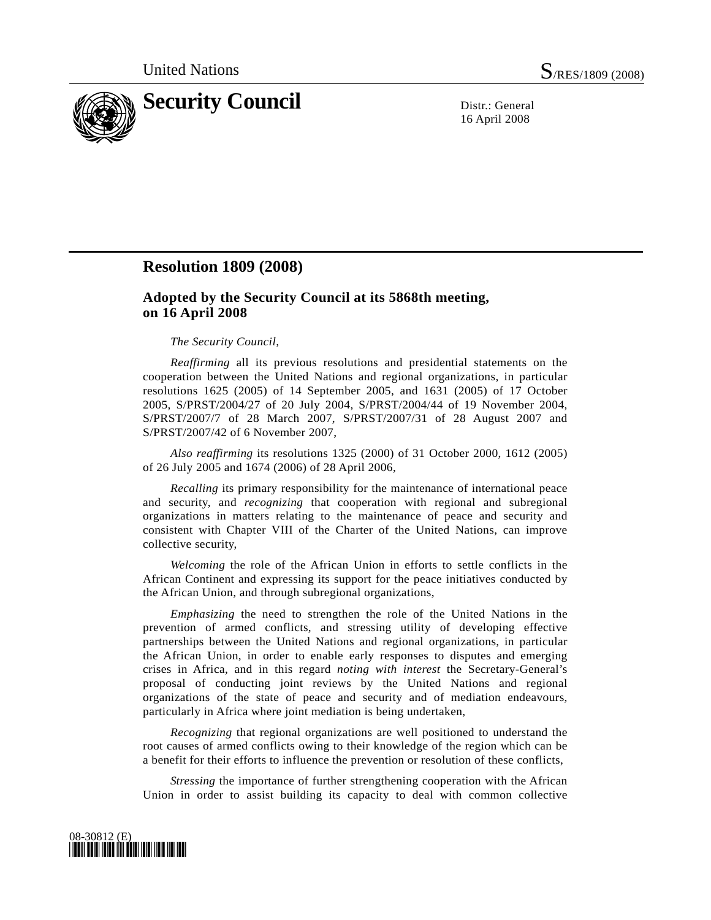United Nations S/RES/1809 (2008)

# Security Council

Distr.: General
16 April 2008

## Resolution 1809 (2008)

### Adopted by the Security Council at its 5868th meeting, on 16 April 2008

*The Security Council*,

*Reaffirming* all its previous resolutions and presidential statements on the cooperation between the United Nations and regional organizations, in particular resolutions 1625 (2005) of 14 September 2005, and 1631 (2005) of 17 October 2005, S/PRST/2004/27 of 20 July 2004, S/PRST/2004/44 of 19 November 2004, S/PRST/2007/7 of 28 March 2007, S/PRST/2007/31 of 28 August 2007 and S/PRST/2007/42 of 6 November 2007,

*Also reaffirming* its resolutions 1325 (2000) of 31 October 2000, 1612 (2005) of 26 July 2005 and 1674 (2006) of 28 April 2006,

*Recalling* its primary responsibility for the maintenance of international peace and security, and *recognizing* that cooperation with regional and subregional organizations in matters relating to the maintenance of peace and security and consistent with Chapter VIII of the Charter of the United Nations, can improve collective security,

*Welcoming* the role of the African Union in efforts to settle conflicts in the African Continent and expressing its support for the peace initiatives conducted by the African Union, and through subregional organizations,

*Emphasizing* the need to strengthen the role of the United Nations in the prevention of armed conflicts, and stressing utility of developing effective partnerships between the United Nations and regional organizations, in particular the African Union, in order to enable early responses to disputes and emerging crises in Africa, and in this regard *noting with interest* the Secretary-General's proposal of conducting joint reviews by the United Nations and regional organizations of the state of peace and security and of mediation endeavours, particularly in Africa where joint mediation is being undertaken,

*Recognizing* that regional organizations are well positioned to understand the root causes of armed conflicts owing to their knowledge of the region which can be a benefit for their efforts to influence the prevention or resolution of these conflicts,

*Stressing* the importance of further strengthening cooperation with the African Union in order to assist building its capacity to deal with common collective

08-30812 (E)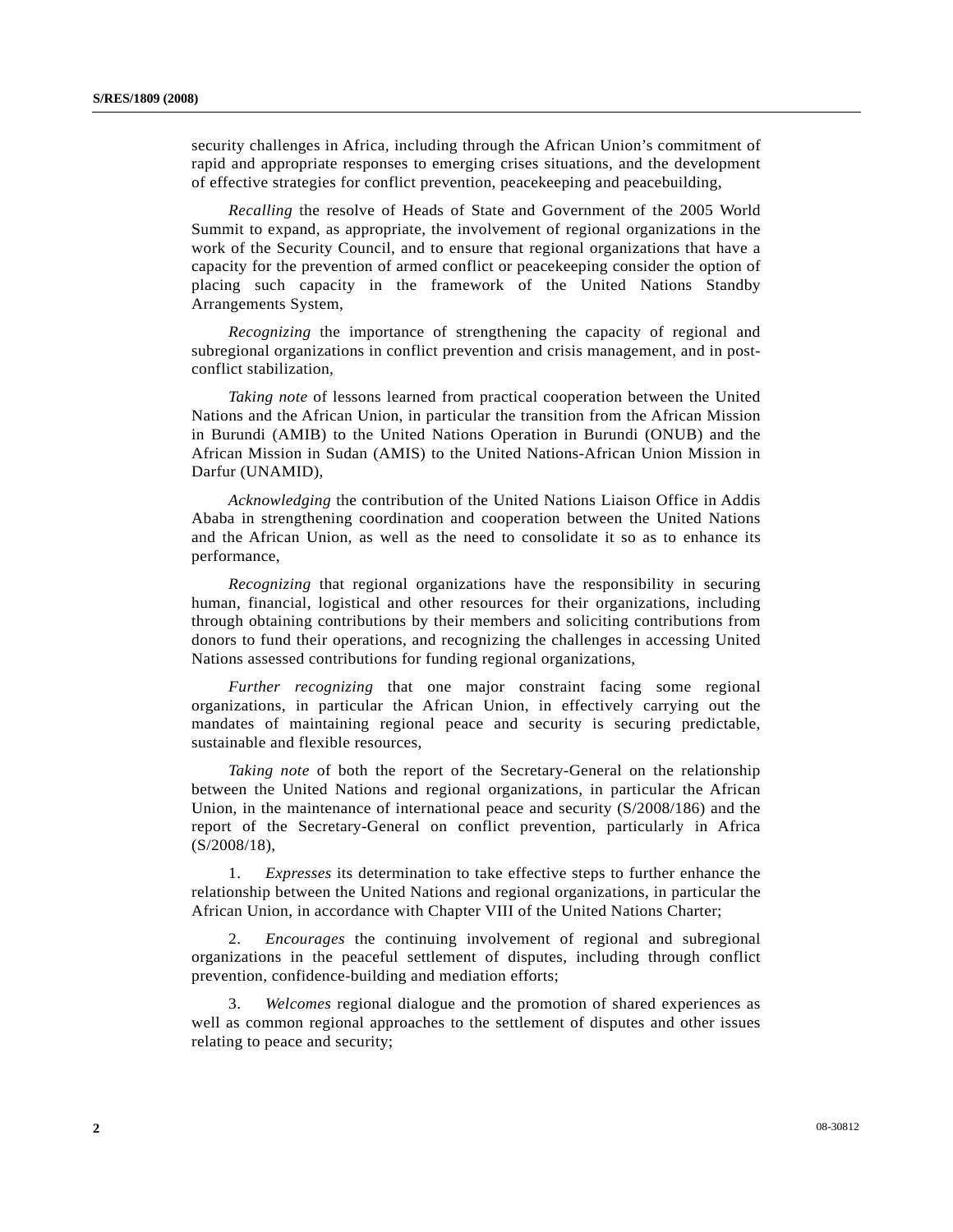security challenges in Africa, including through the African Union's commitment of rapid and appropriate responses to emerging crises situations, and the development of effective strategies for conflict prevention, peacekeeping and peacebuilding,

*Recalling* the resolve of Heads of State and Government of the 2005 World Summit to expand, as appropriate, the involvement of regional organizations in the work of the Security Council, and to ensure that regional organizations that have a capacity for the prevention of armed conflict or peacekeeping consider the option of placing such capacity in the framework of the United Nations Standby Arrangements System,

*Recognizing* the importance of strengthening the capacity of regional and subregional organizations in conflict prevention and crisis management, and in post-conflict stabilization,

*Taking note* of lessons learned from practical cooperation between the United Nations and the African Union, in particular the transition from the African Mission in Burundi (AMIB) to the United Nations Operation in Burundi (ONUB) and the African Mission in Sudan (AMIS) to the United Nations-African Union Mission in Darfur (UNAMID),

*Acknowledging* the contribution of the United Nations Liaison Office in Addis Ababa in strengthening coordination and cooperation between the United Nations and the African Union, as well as the need to consolidate it so as to enhance its performance,

*Recognizing* that regional organizations have the responsibility in securing human, financial, logistical and other resources for their organizations, including through obtaining contributions by their members and soliciting contributions from donors to fund their operations, and recognizing the challenges in accessing United Nations assessed contributions for funding regional organizations,

*Further recognizing* that one major constraint facing some regional organizations, in particular the African Union, in effectively carrying out the mandates of maintaining regional peace and security is securing predictable, sustainable and flexible resources,

*Taking note* of both the report of the Secretary-General on the relationship between the United Nations and regional organizations, in particular the African Union, in the maintenance of international peace and security (S/2008/186) and the report of the Secretary-General on conflict prevention, particularly in Africa (S/2008/18),

1. *Expresses* its determination to take effective steps to further enhance the relationship between the United Nations and regional organizations, in particular the African Union, in accordance with Chapter VIII of the United Nations Charter;

2. *Encourages* the continuing involvement of regional and subregional organizations in the peaceful settlement of disputes, including through conflict prevention, confidence-building and mediation efforts;

3. *Welcomes* regional dialogue and the promotion of shared experiences as well as common regional approaches to the settlement of disputes and other issues relating to peace and security;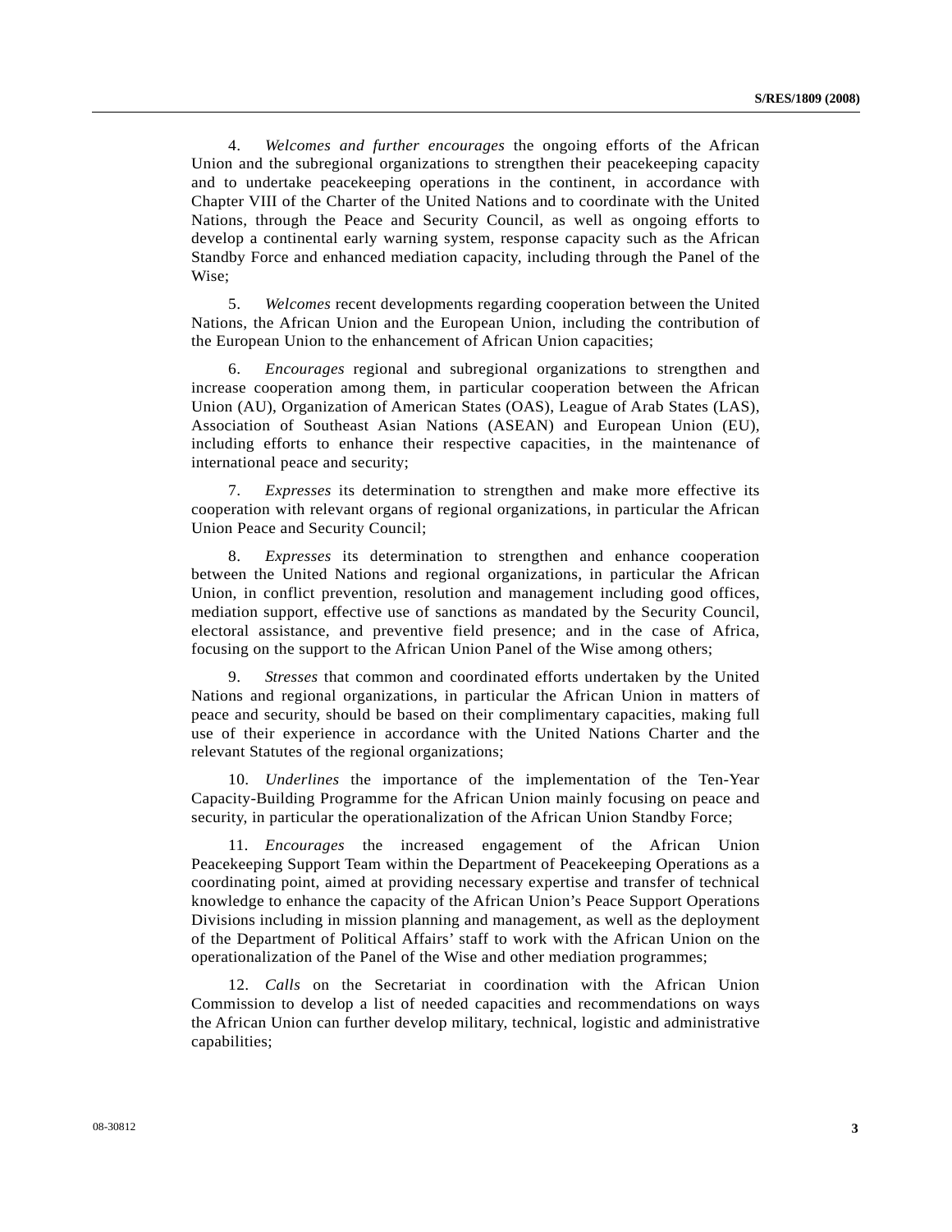4. *Welcomes and further encourages* the ongoing efforts of the African Union and the subregional organizations to strengthen their peacekeeping capacity and to undertake peacekeeping operations in the continent, in accordance with Chapter VIII of the Charter of the United Nations and to coordinate with the United Nations, through the Peace and Security Council, as well as ongoing efforts to develop a continental early warning system, response capacity such as the African Standby Force and enhanced mediation capacity, including through the Panel of the Wise;

5. *Welcomes* recent developments regarding cooperation between the United Nations, the African Union and the European Union, including the contribution of the European Union to the enhancement of African Union capacities;

6. *Encourages* regional and subregional organizations to strengthen and increase cooperation among them, in particular cooperation between the African Union (AU), Organization of American States (OAS), League of Arab States (LAS), Association of Southeast Asian Nations (ASEAN) and European Union (EU), including efforts to enhance their respective capacities, in the maintenance of international peace and security;

7. *Expresses* its determination to strengthen and make more effective its cooperation with relevant organs of regional organizations, in particular the African Union Peace and Security Council;

8. *Expresses* its determination to strengthen and enhance cooperation between the United Nations and regional organizations, in particular the African Union, in conflict prevention, resolution and management including good offices, mediation support, effective use of sanctions as mandated by the Security Council, electoral assistance, and preventive field presence; and in the case of Africa, focusing on the support to the African Union Panel of the Wise among others;

9. *Stresses* that common and coordinated efforts undertaken by the United Nations and regional organizations, in particular the African Union in matters of peace and security, should be based on their complimentary capacities, making full use of their experience in accordance with the United Nations Charter and the relevant Statutes of the regional organizations;

10. *Underlines* the importance of the implementation of the Ten-Year Capacity-Building Programme for the African Union mainly focusing on peace and security, in particular the operationalization of the African Union Standby Force;

11. *Encourages* the increased engagement of the African Union Peacekeeping Support Team within the Department of Peacekeeping Operations as a coordinating point, aimed at providing necessary expertise and transfer of technical knowledge to enhance the capacity of the African Union's Peace Support Operations Divisions including in mission planning and management, as well as the deployment of the Department of Political Affairs' staff to work with the African Union on the operationalization of the Panel of the Wise and other mediation programmes;

12. *Calls* on the Secretariat in coordination with the African Union Commission to develop a list of needed capacities and recommendations on ways the African Union can further develop military, technical, logistic and administrative capabilities;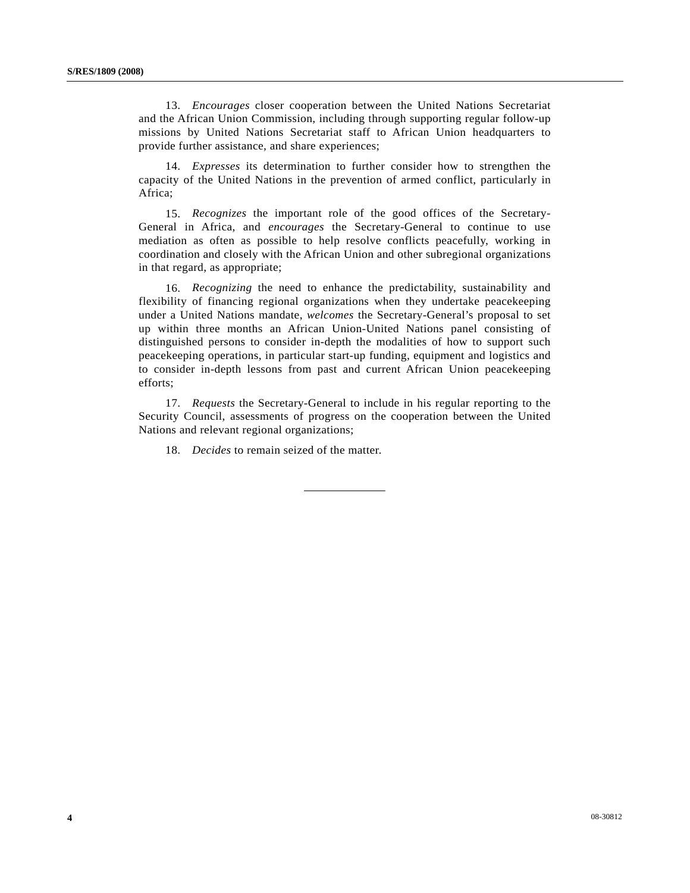13. *Encourages* closer cooperation between the United Nations Secretariat and the African Union Commission, including through supporting regular follow-up missions by United Nations Secretariat staff to African Union headquarters to provide further assistance, and share experiences;

14. *Expresses* its determination to further consider how to strengthen the capacity of the United Nations in the prevention of armed conflict, particularly in Africa;

15. *Recognizes* the important role of the good offices of the Secretary-General in Africa, and *encourages* the Secretary-General to continue to use mediation as often as possible to help resolve conflicts peacefully, working in coordination and closely with the African Union and other subregional organizations in that regard, as appropriate;

16. *Recognizing* the need to enhance the predictability, sustainability and flexibility of financing regional organizations when they undertake peacekeeping under a United Nations mandate, *welcomes* the Secretary-General's proposal to set up within three months an African Union-United Nations panel consisting of distinguished persons to consider in-depth the modalities of how to support such peacekeeping operations, in particular start-up funding, equipment and logistics and to consider in-depth lessons from past and current African Union peacekeeping efforts;

17. *Requests* the Secretary-General to include in his regular reporting to the Security Council, assessments of progress on the cooperation between the United Nations and relevant regional organizations;

18. *Decides* to remain seized of the matter.